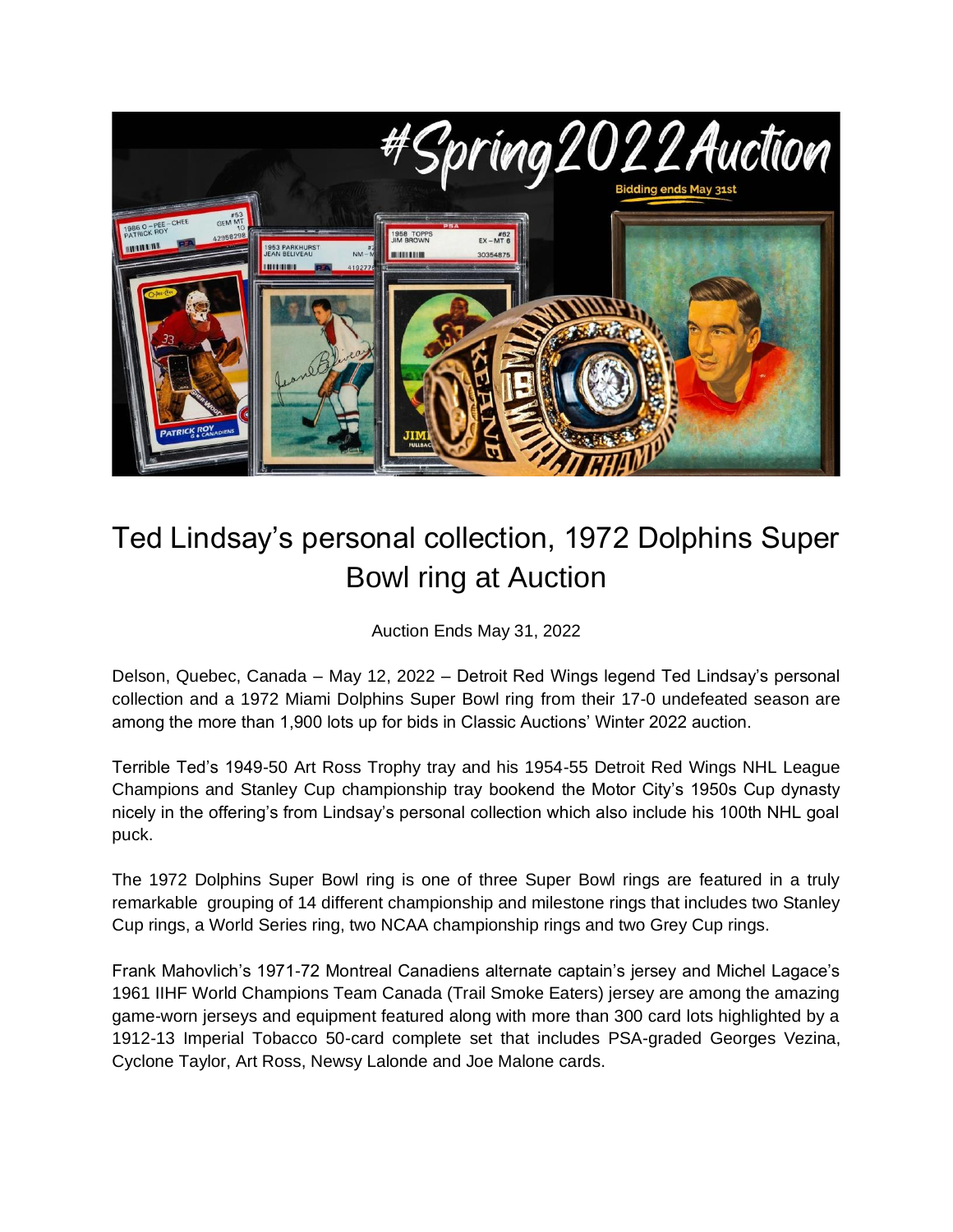# Ted Lindsay's personal collection, 1972 Dolphins Super Bowl ring at Auction

Auction Ends May 31, 2022

Delson, Quebec, Canada – May 12, 2022 – Detroit Red Wings legend Ted Lindsay's personal collection and a 1972 Miami Dolphins Super Bowl ring from their 17-0 undefeated season are among the more than 1,900 lots up for bids in Classic Auctions' Winter 2022 auction.

Terrible Ted's 1949-50 Art Ross Trophy tray and his 1954-55 Detroit Red Wings NHL League Champions and Stanley Cup championship tray bookend the Motor City's 1950s Cup dynasty nicely in the offering's from Lindsay's personal collection which also include his 100th NHL goal puck.

The 1972 Dolphins Super Bowl ring is one of three Super Bowl rings are featured in a truly remarkable grouping of 14 different championship and milestone rings that includes two Stanley Cup rings, a World Series ring, two NCAA championship rings and two Grey Cup rings.

Frank Mahovlich's 1971-72 Montreal Canadiens alternate captain's jersey and Michel Lagace's 1961 IIHF World Champions Team Canada (Trail Smoke Eaters) jersey are among the amazing game-worn jerseys and equipment featured along with more than 300 card lots highlighted by a 1912-13 Imperial Tobacco 50-card complete set that includes PSA-graded Georges Vezina, Cyclone Taylor, Art Ross, Newsy Lalonde and Joe Malone cards.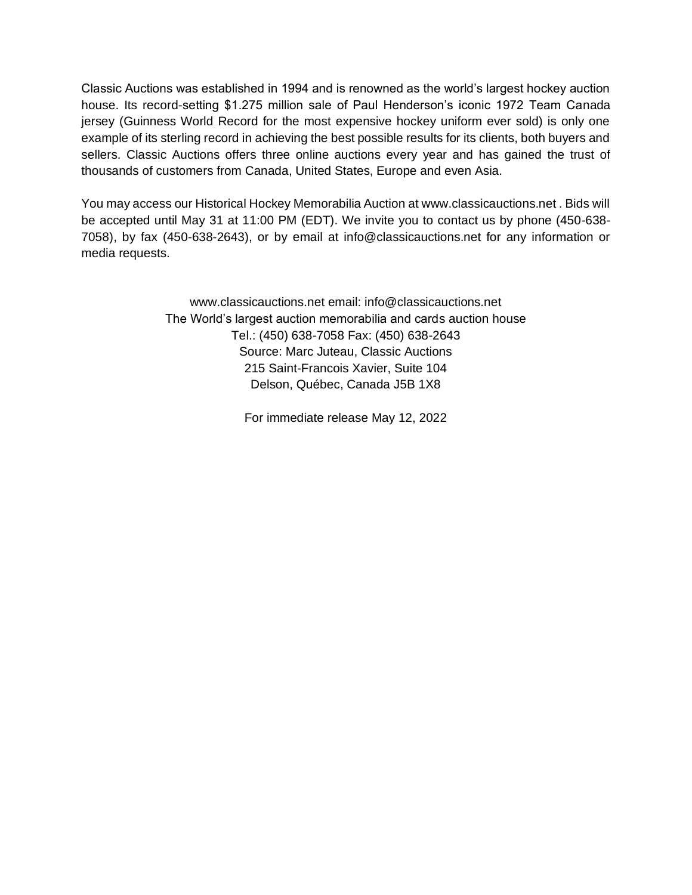Classic Auctions was established in 1994 and is renowned as the world's largest hockey auction house. Its record-setting $1.275 million sale of Paul Henderson's iconic 1972 Team Canada jersey (Guinness World Record for the most expensive hockey uniform ever sold) is only one example of its sterling record in achieving the best possible results for its clients, both buyers and sellers. Classic Auctions offers three online auctions every year and has gained the trust of thousands of customers from Canada, United States, Europe and even Asia.

You may access our Historical Hockey Memorabilia Auction at www.classicauctions.net . Bids will be accepted until May 31 at 11:00 PM (EDT). We invite you to contact us by phone (450-638-7058), by fax (450-638-2643), or by email at info@classicauctions.net for any information or media requests.

www.classicauctions.net email: info@classicauctions.net
The World's largest auction memorabilia and cards auction house
Tel.: (450) 638-7058 Fax: (450) 638-2643
Source: Marc Juteau, Classic Auctions
215 Saint-Francois Xavier, Suite 104
Delson, Québec, Canada J5B 1X8

For immediate release May 12, 2022